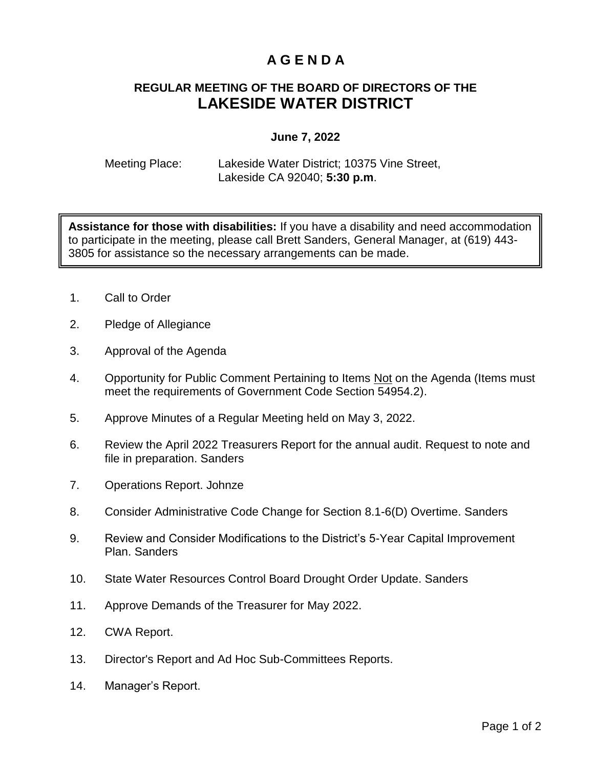# A G E N D A

## REGULAR MEETING OF THE BOARD OF DIRECTORS OF THE
# LAKESIDE WATER DISTRICT

**June 7, 2022**

Meeting Place: Lakeside Water District; 10375 Vine Street, Lakeside CA 92040; **5:30 p.m**.

**Assistance for those with disabilities:** If you have a disability and need accommodation to participate in the meeting, please call Brett Sanders, General Manager, at (619) 443-3805 for assistance so the necessary arrangements can be made.

1. Call to Order
2. Pledge of Allegiance
3. Approval of the Agenda
4. Opportunity for Public Comment Pertaining to Items Not on the Agenda (Items must meet the requirements of Government Code Section 54954.2).
5. Approve Minutes of a Regular Meeting held on May 3, 2022.
6. Review the April 2022 Treasurers Report for the annual audit. Request to note and file in preparation. Sanders
7. Operations Report. Johnze
8. Consider Administrative Code Change for Section 8.1-6(D) Overtime. Sanders
9. Review and Consider Modifications to the District's 5-Year Capital Improvement Plan. Sanders
10. State Water Resources Control Board Drought Order Update. Sanders
11. Approve Demands of the Treasurer for May 2022.
12. CWA Report.
13. Director's Report and Ad Hoc Sub-Committees Reports.
14. Manager's Report.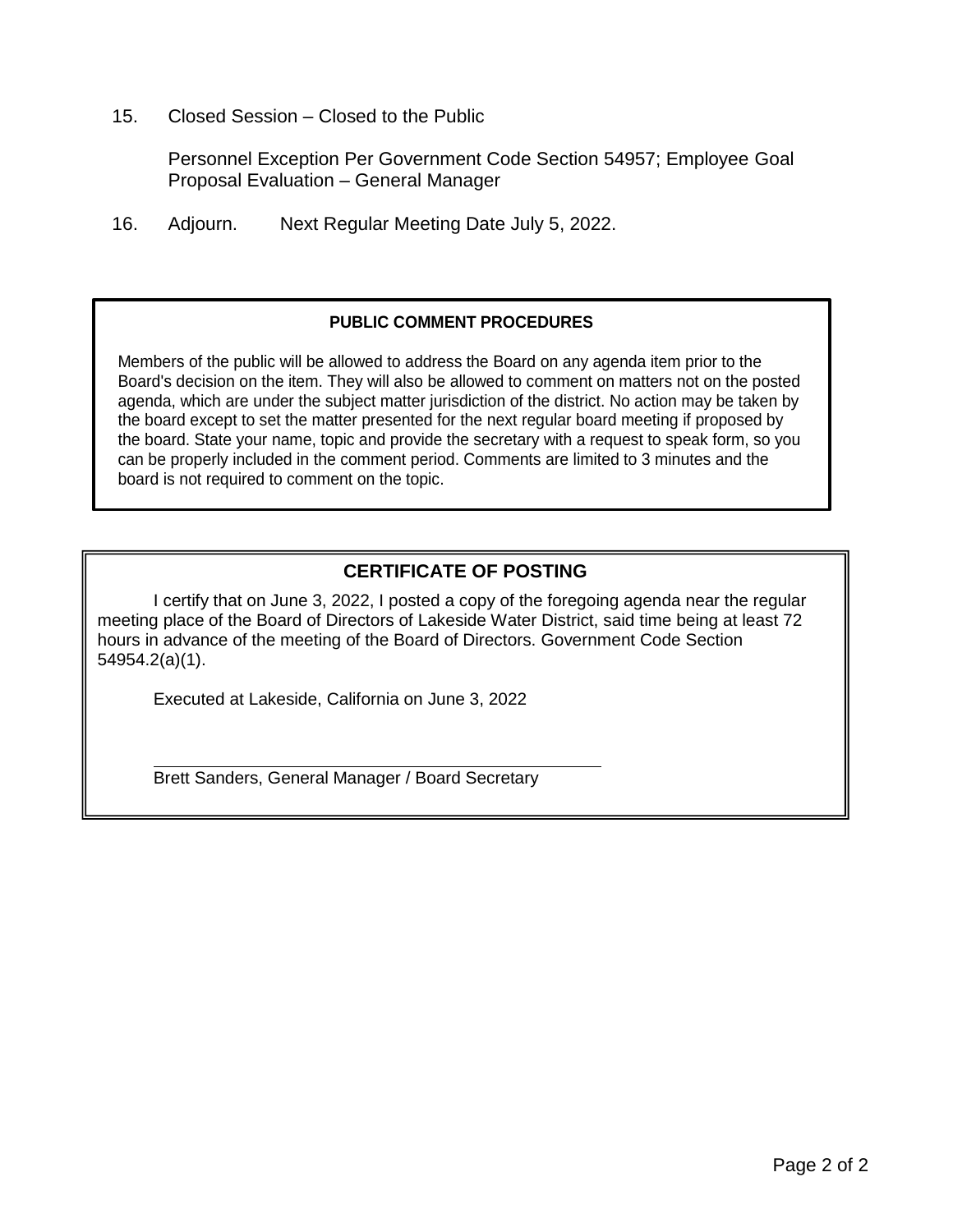15. Closed Session – Closed to the Public

    Personnel Exception Per Government Code Section 54957; Employee Goal Proposal Evaluation – General Manager

16. Adjourn. Next Regular Meeting Date July 5, 2022.

**PUBLIC COMMENT PROCEDURES**

Members of the public will be allowed to address the Board on any agenda item prior to the Board's decision on the item. They will also be allowed to comment on matters not on the posted agenda, which are under the subject matter jurisdiction of the district. No action may be taken by the board except to set the matter presented for the next regular board meeting if proposed by the board. State your name, topic and provide the secretary with a request to speak form, so you can be properly included in the comment period. Comments are limited to 3 minutes and the board is not required to comment on the topic.

## CERTIFICATE OF POSTING

I certify that on June 3, 2022, I posted a copy of the foregoing agenda near the regular meeting place of the Board of Directors of Lakeside Water District, said time being at least 72 hours in advance of the meeting of the Board of Directors. Government Code Section 54954.2(a)(1).

Executed at Lakeside, California on June 3, 2022

\_\_\_\_\_\_\_\_\_\_\_\_\_\_\_\_\_\_\_\_\_\_\_\_\_\_\_\_\_\_\_\_\_\_\_\_\_\_\_\_

Brett Sanders, General Manager / Board Secretary